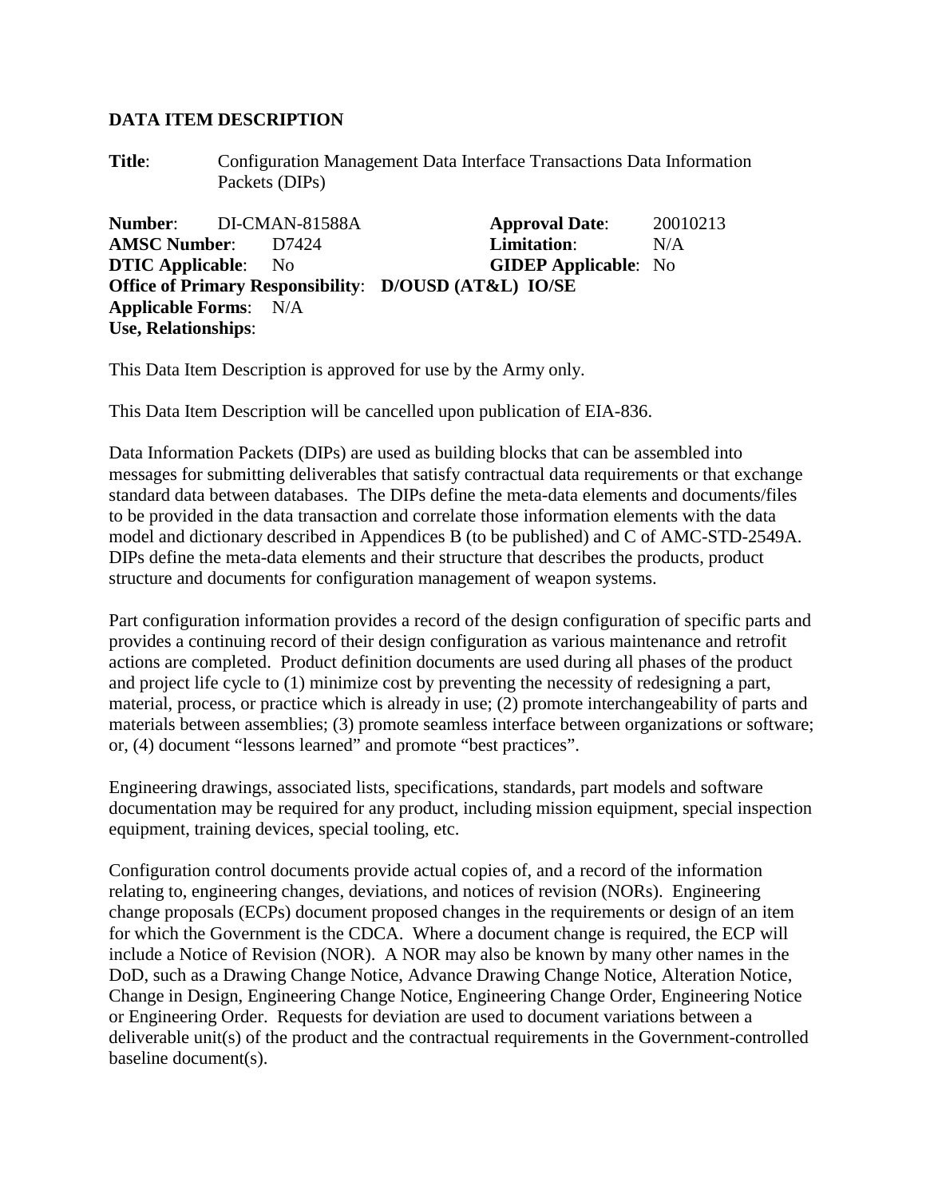**DATA ITEM DESCRIPTION**

**Title**: Configuration Management Data Interface Transactions Data Information Packets (DIPs)

**Number**: DI-CMAN-81588A **Approval Date**: 20010213
**AMSC Number**: D7424 **Limitation**: N/A
**DTIC Applicable**: No **GIDEP Applicable**: No
**Office of Primary Responsibility**: **D/OUSD (AT&L) IO/SE**
**Applicable Forms**: N/A
**Use, Relationships**:

This Data Item Description is approved for use by the Army only.

This Data Item Description will be cancelled upon publication of EIA-836.

Data Information Packets (DIPs) are used as building blocks that can be assembled into messages for submitting deliverables that satisfy contractual data requirements or that exchange standard data between databases. The DIPs define the meta-data elements and documents/files to be provided in the data transaction and correlate those information elements with the data model and dictionary described in Appendices B (to be published) and C of AMC-STD-2549A. DIPs define the meta-data elements and their structure that describes the products, product structure and documents for configuration management of weapon systems.

Part configuration information provides a record of the design configuration of specific parts and provides a continuing record of their design configuration as various maintenance and retrofit actions are completed. Product definition documents are used during all phases of the product and project life cycle to (1) minimize cost by preventing the necessity of redesigning a part, material, process, or practice which is already in use; (2) promote interchangeability of parts and materials between assemblies; (3) promote seamless interface between organizations or software; or, (4) document "lessons learned" and promote "best practices".

Engineering drawings, associated lists, specifications, standards, part models and software documentation may be required for any product, including mission equipment, special inspection equipment, training devices, special tooling, etc.

Configuration control documents provide actual copies of, and a record of the information relating to, engineering changes, deviations, and notices of revision (NORs). Engineering change proposals (ECPs) document proposed changes in the requirements or design of an item for which the Government is the CDCA. Where a document change is required, the ECP will include a Notice of Revision (NOR). A NOR may also be known by many other names in the DoD, such as a Drawing Change Notice, Advance Drawing Change Notice, Alteration Notice, Change in Design, Engineering Change Notice, Engineering Change Order, Engineering Notice or Engineering Order. Requests for deviation are used to document variations between a deliverable unit(s) of the product and the contractual requirements in the Government-controlled baseline document(s).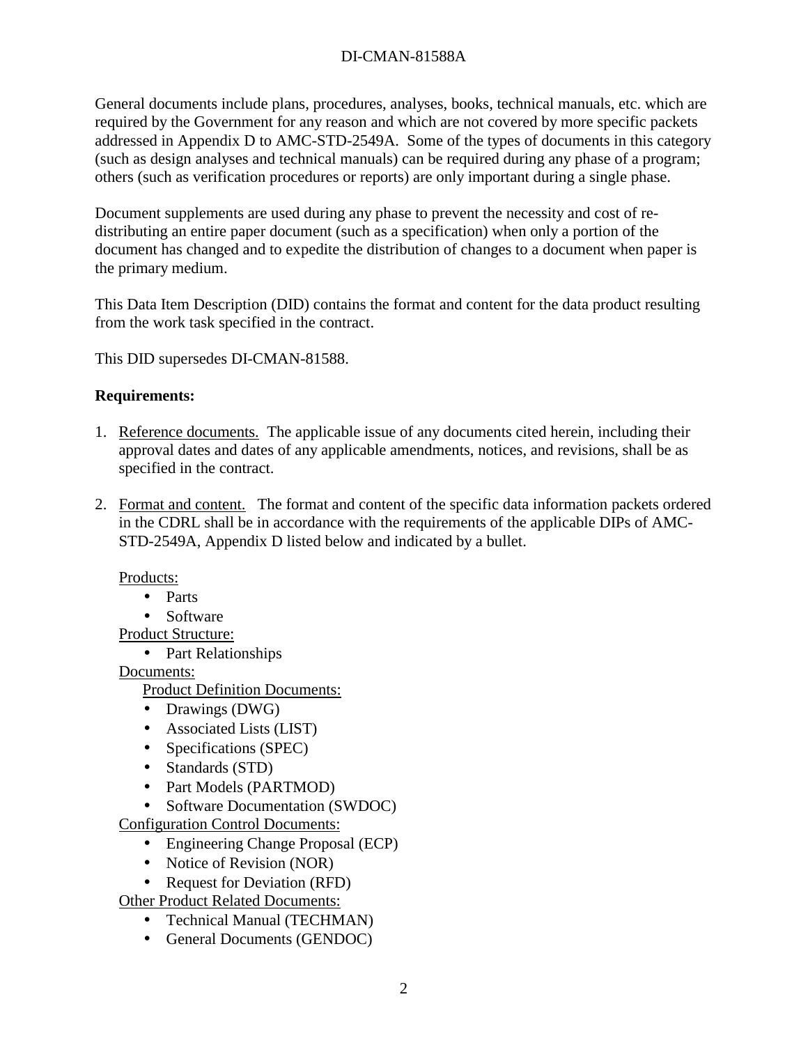General documents include plans, procedures, analyses, books, technical manuals, etc. which are required by the Government for any reason and which are not covered by more specific packets addressed in Appendix D to AMC-STD-2549A. Some of the types of documents in this category (such as design analyses and technical manuals) can be required during any phase of a program; others (such as verification procedures or reports) are only important during a single phase.

Document supplements are used during any phase to prevent the necessity and cost of re-distributing an entire paper document (such as a specification) when only a portion of the document has changed and to expedite the distribution of changes to a document when paper is the primary medium.

This Data Item Description (DID) contains the format and content for the data product resulting from the work task specified in the contract.

This DID supersedes DI-CMAN-81588.

**Requirements:**

1. Reference documents. The applicable issue of any documents cited herein, including their approval dates and dates of any applicable amendments, notices, and revisions, shall be as specified in the contract.

2. Format and content. The format and content of the specific data information packets ordered in the CDRL shall be in accordance with the requirements of the applicable DIPs of AMC-STD-2549A, Appendix D listed below and indicated by a bullet.

   Products:
   - Parts
   - Software

   Product Structure:
   - Part Relationships

   Documents:

   Product Definition Documents:
   - Drawings (DWG)
   - Associated Lists (LIST)
   - Specifications (SPEC)
   - Standards (STD)
   - Part Models (PARTMOD)
   - Software Documentation (SWDOC)

   Configuration Control Documents:
   - Engineering Change Proposal (ECP)
   - Notice of Revision (NOR)
   - Request for Deviation (RFD)

   Other Product Related Documents:
   - Technical Manual (TECHMAN)
   - General Documents (GENDOC)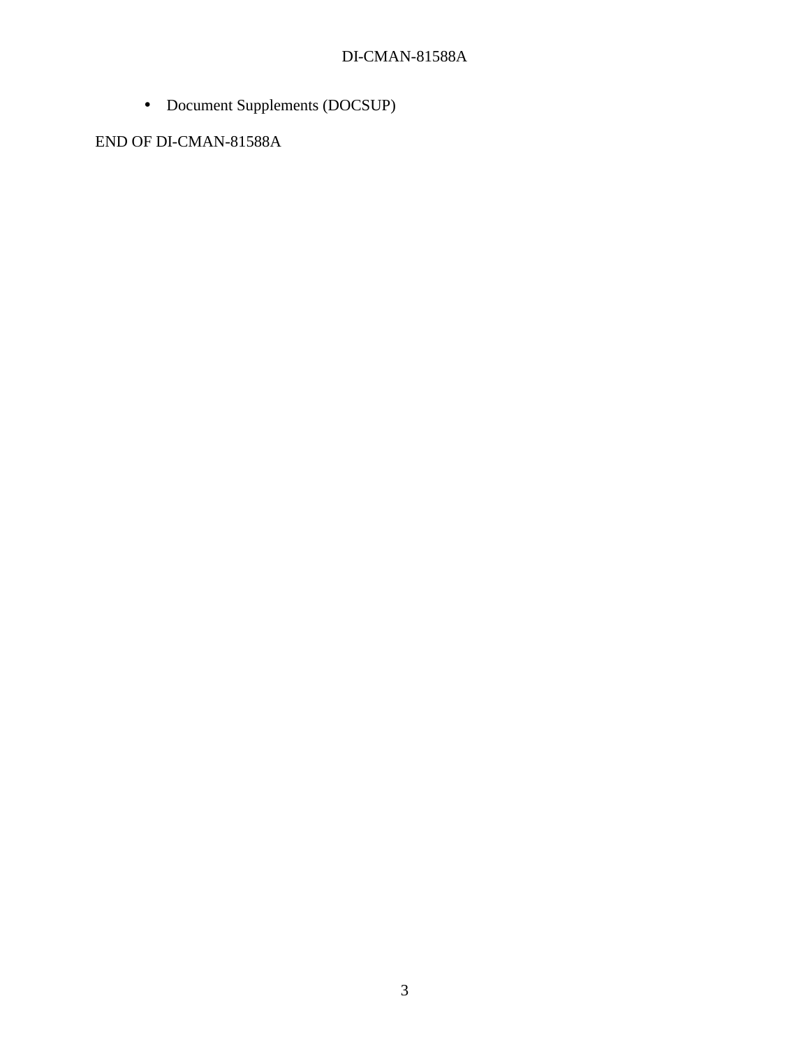- Document Supplements (DOCSUP)

END OF DI-CMAN-81588A